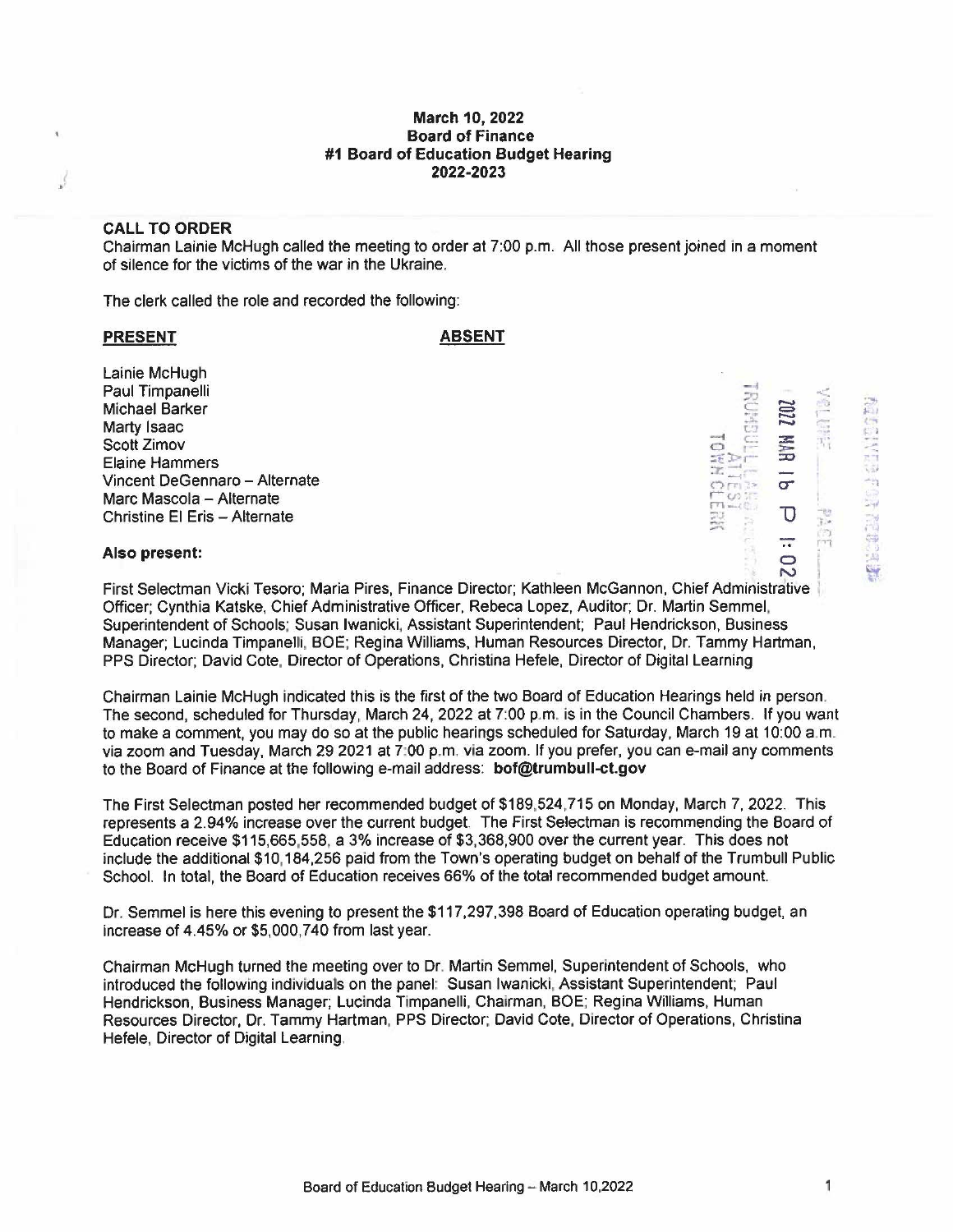**March 10, 2022**
**Board of Finance**
**#1 Board of Education Budget Hearing**
**2022-2023**

**CALL TO ORDER**

Chairman Lainie McHugh called the meeting to order at 7:00 p.m. All those present joined in a moment of silence for the victims of the war in the Ukraine.

The clerk called the role and recorded the following:

| **PRESENT** | **ABSENT** |
|---|---|
| Lainie McHugh | |
| Paul Timpanelli | |
| Michael Barker | |
| Marty Isaac | |
| Scott Zimov | |
| Elaine Hammers | |
| Vincent DeGennaro – Alternate | |
| Marc Mascola – Alternate | |
| Christine El Eris – Alternate | |

**Also present:**

First Selectman Vicki Tesoro; Maria Pires, Finance Director; Kathleen McGannon, Chief Administrative Officer; Cynthia Katske, Chief Administrative Officer, Rebeca Lopez, Auditor; Dr. Martin Semmel, Superintendent of Schools; Susan Iwanicki, Assistant Superintendent; Paul Hendrickson, Business Manager; Lucinda Timpanelli, BOE; Regina Williams, Human Resources Director, Dr. Tammy Hartman, PPS Director; David Cote, Director of Operations, Christina Hefele, Director of Digital Learning

Chairman Lainie McHugh indicated this is the first of the two Board of Education Hearings held in person. The second, scheduled for Thursday, March 24, 2022 at 7:00 p.m. is in the Council Chambers. If you want to make a comment, you may do so at the public hearings scheduled for Saturday, March 19 at 10:00 a.m. via zoom and Tuesday, March 29 2021 at 7:00 p.m. via zoom. If you prefer, you can e-mail any comments to the Board of Finance at the following e-mail address: **bof@trumbull-ct.gov**

The First Selectman posted her recommended budget of $189,524,715 on Monday, March 7, 2022. This represents a 2.94% increase over the current budget. The First Selectman is recommending the Board of Education receive $115,665,558, a 3% increase of $3,368,900 over the current year. This does not include the additional $10,184,256 paid from the Town's operating budget on behalf of the Trumbull Public School. In total, the Board of Education receives 66% of the total recommended budget amount.

Dr. Semmel is here this evening to present the $117,297,398 Board of Education operating budget, an increase of 4.45% or $5,000,740 from last year.

Chairman McHugh turned the meeting over to Dr. Martin Semmel, Superintendent of Schools, who introduced the following individuals on the panel: Susan Iwanicki, Assistant Superintendent; Paul Hendrickson, Business Manager; Lucinda Timpanelli, Chairman, BOE; Regina Williams, Human Resources Director, Dr. Tammy Hartman, PPS Director; David Cote, Director of Operations, Christina Hefele, Director of Digital Learning.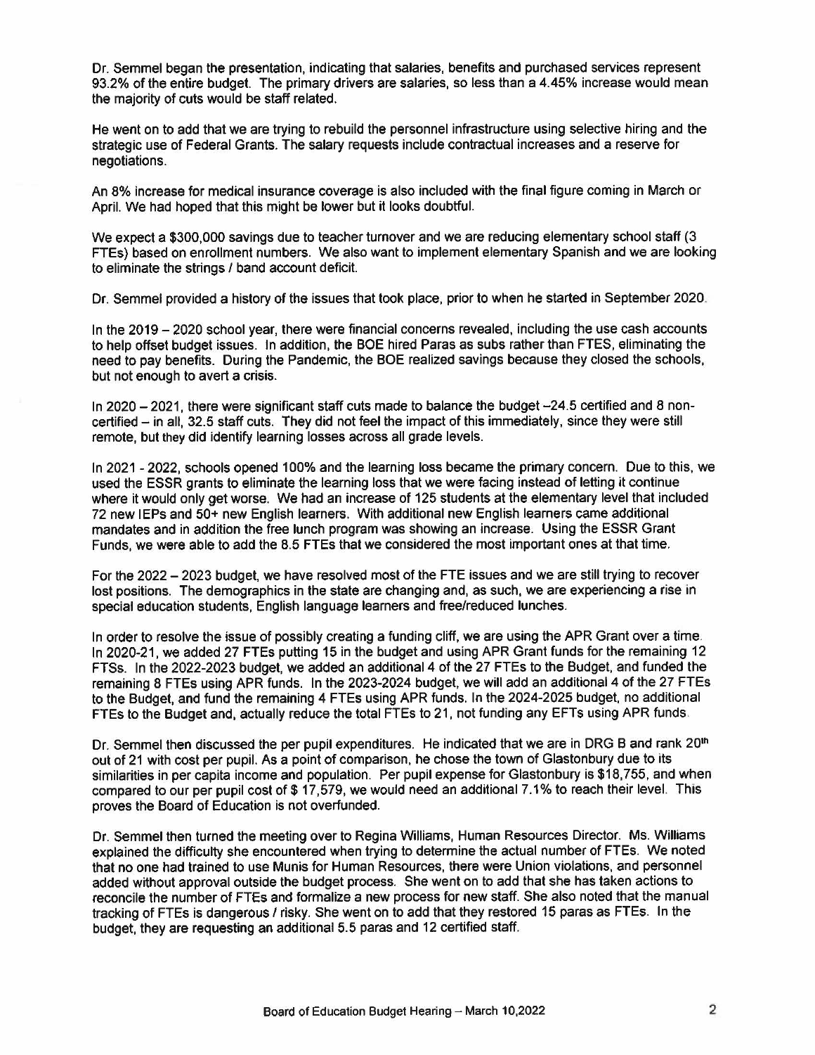Dr. Semmel began the presentation, indicating that salaries, benefits and purchased services represent 93.2% of the entire budget. The primary drivers are salaries, so less than a 4.45% increase would mean the majority of cuts would be staff related.

He went on to add that we are trying to rebuild the personnel infrastructure using selective hiring and the strategic use of Federal Grants. The salary requests include contractual increases and a reserve for negotiations.

An 8% increase for medical insurance coverage is also included with the final figure coming in March or April. We had hoped that this might be lower but it looks doubtful.

We expect a $300,000 savings due to teacher turnover and we are reducing elementary school staff (3 FTEs) based on enrollment numbers. We also want to implement elementary Spanish and we are looking to eliminate the strings / band account deficit.

Dr. Semmel provided a history of the issues that took place, prior to when he started in September 2020.

In the 2019 – 2020 school year, there were financial concerns revealed, including the use cash accounts to help offset budget issues. In addition, the BOE hired Paras as subs rather than FTES, eliminating the need to pay benefits. During the Pandemic, the BOE realized savings because they closed the schools, but not enough to avert a crisis.

In 2020 – 2021, there were significant staff cuts made to balance the budget –24.5 certified and 8 non-certified – in all, 32.5 staff cuts. They did not feel the impact of this immediately, since they were still remote, but they did identify learning losses across all grade levels.

In 2021 - 2022, schools opened 100% and the learning loss became the primary concern. Due to this, we used the ESSR grants to eliminate the learning loss that we were facing instead of letting it continue where it would only get worse. We had an increase of 125 students at the elementary level that included 72 new IEPs and 50+ new English learners. With additional new English learners came additional mandates and in addition the free lunch program was showing an increase. Using the ESSR Grant Funds, we were able to add the 8.5 FTEs that we considered the most important ones at that time.

For the 2022 – 2023 budget, we have resolved most of the FTE issues and we are still trying to recover lost positions. The demographics in the state are changing and, as such, we are experiencing a rise in special education students, English language learners and free/reduced lunches.

In order to resolve the issue of possibly creating a funding cliff, we are using the APR Grant over a time. In 2020-21, we added 27 FTEs putting 15 in the budget and using APR Grant funds for the remaining 12 FTSs. In the 2022-2023 budget, we added an additional 4 of the 27 FTEs to the Budget, and funded the remaining 8 FTEs using APR funds. In the 2023-2024 budget, we will add an additional 4 of the 27 FTEs to the Budget, and fund the remaining 4 FTEs using APR funds. In the 2024-2025 budget, no additional FTEs to the Budget and, actually reduce the total FTEs to 21, not funding any EFTs using APR funds.

Dr. Semmel then discussed the per pupil expenditures. He indicated that we are in DRG B and rank 20th out of 21 with cost per pupil. As a point of comparison, he chose the town of Glastonbury due to its similarities in per capita income and population. Per pupil expense for Glastonbury is $18,755, and when compared to our per pupil cost of $ 17,579, we would need an additional 7.1% to reach their level. This proves the Board of Education is not overfunded.

Dr. Semmel then turned the meeting over to Regina Williams, Human Resources Director. Ms. Williams explained the difficulty she encountered when trying to determine the actual number of FTEs. We noted that no one had trained to use Munis for Human Resources, there were Union violations, and personnel added without approval outside the budget process. She went on to add that she has taken actions to reconcile the number of FTEs and formalize a new process for new staff. She also noted that the manual tracking of FTEs is dangerous / risky. She went on to add that they restored 15 paras as FTEs. In the budget, they are requesting an additional 5.5 paras and 12 certified staff.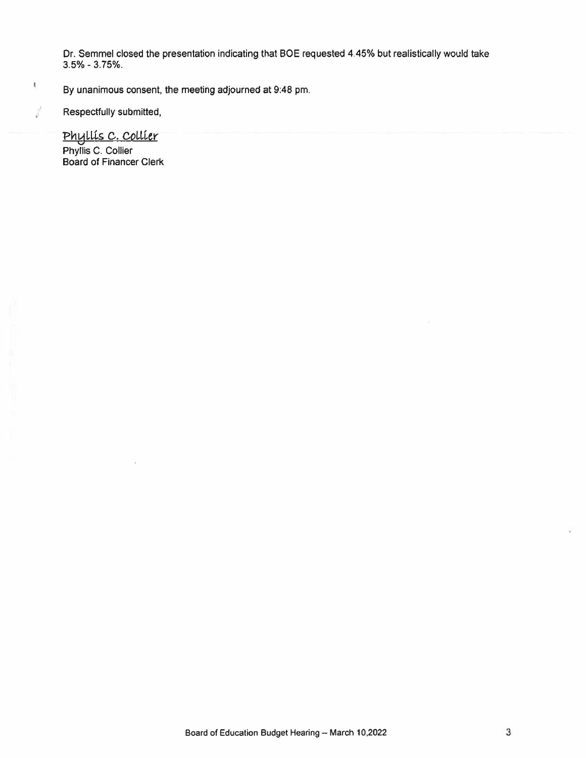Dr. Semmel closed the presentation indicating that BOE requested 4.45% but realistically would take 3.5% - 3.75%.

By unanimous consent, the meeting adjourned at 9:48 pm.

Respectfully submitted,

Phyllis C. Collier

Phyllis C. Collier
Board of Financer Clerk